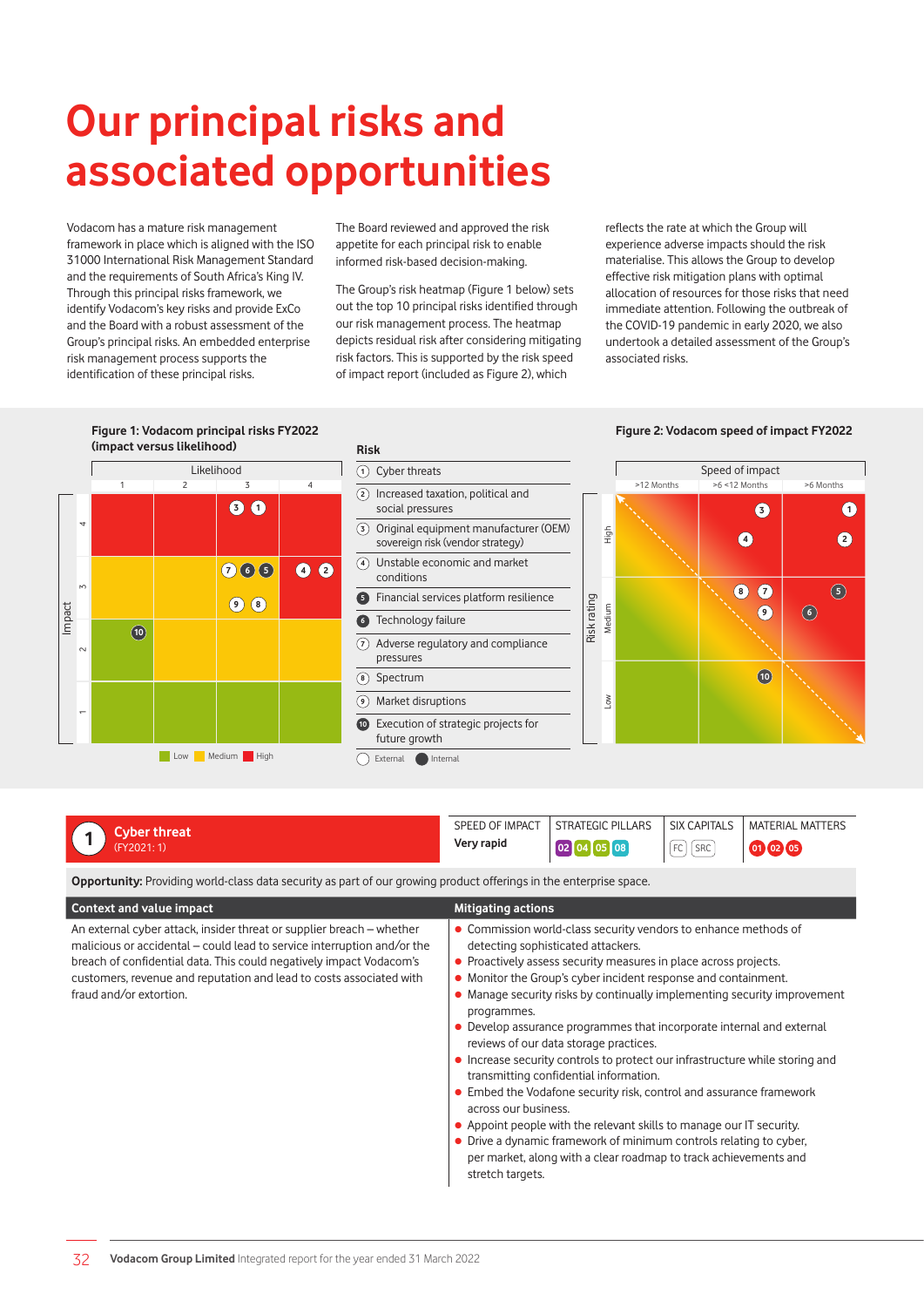# Our principal risks and associated opportunities

Vodacom has a mature risk management framework in place which is aligned with the ISO 31000 International Risk Management Standard and the requirements of South Africa's King IV. Through this principal risks framework, we identify Vodacom's key risks and provide ExCo and the Board with a robust assessment of the Group's principal risks. An embedded enterprise risk management process supports the identification of these principal risks.

The Board reviewed and approved the risk appetite for each principal risk to enable informed risk-based decision-making.

The Group's risk heatmap (Figure 1 below) sets out the top 10 principal risks identified through our risk management process. The heatmap depicts residual risk after considering mitigating risk factors. This is supported by the risk speed of impact report (included as Figure 2), which reflects the rate at which the Group will experience adverse impacts should the risk materialise. This allows the Group to develop effective risk mitigation plans with optimal allocation of resources for those risks that need immediate attention. Following the outbreak of the COVID-19 pandemic in early 2020, we also undertook a detailed assessment of the Group's associated risks.

**Figure 1: Vodacom principal risks FY2022 (impact versus likelihood)**

| Impact \ Likelihood | 1 | 2 | 3 | 4 |
|---|---|---|---|---|
| 4 | | | 3, 1 | |
| 3 | | | 7, 6, 5, 9, 8 | 4, 2 |
| 2 | 10 | | | |
| 1 | | | | |

Low | Medium | High

**Risk**

1. Cyber threats
2. Increased taxation, political and social pressures
3. Original equipment manufacturer (OEM) sovereign risk (vendor strategy)
4. Unstable economic and market conditions
5. Financial services platform resilience
6. Technology failure
7. Adverse regulatory and compliance pressures
8. Spectrum
9. Market disruptions
10. Execution of strategic projects for future growth

External | Internal

**Figure 2: Vodacom speed of impact FY2022**

| Risk rating \ Speed of impact | >12 Months | >6 <12 Months | >6 Months |
|---|---|---|---|
| High | | 3, 4 | 1, 2 |
| Medium | | 8, 7, 9 | 5, 6 |
| Low | | 10 | |

## 1 Cyber threat
(FY2021: 1)

| SPEED OF IMPACT | STRATEGIC PILLARS | SIX CAPITALS | MATERIAL MATTERS |
|---|---|---|---|
| Very rapid | 02 04 05 08 | FC SRC | 01 02 05 |

**Opportunity:** Providing world-class data security as part of our growing product offerings in the enterprise space.

### Context and value impact

An external cyber attack, insider threat or supplier breach – whether malicious or accidental – could lead to service interruption and/or the breach of confidential data. This could negatively impact Vodacom's customers, revenue and reputation and lead to costs associated with fraud and/or extortion.

### Mitigating actions

- Commission world-class security vendors to enhance methods of detecting sophisticated attackers.
- Proactively assess security measures in place across projects.
- Monitor the Group's cyber incident response and containment.
- Manage security risks by continually implementing security improvement programmes.
- Develop assurance programmes that incorporate internal and external reviews of our data storage practices.
- Increase security controls to protect our infrastructure while storing and transmitting confidential information.
- Embed the Vodafone security risk, control and assurance framework across our business.
- Appoint people with the relevant skills to manage our IT security.
- Drive a dynamic framework of minimum controls relating to cyber, per market, along with a clear roadmap to track achievements and stretch targets.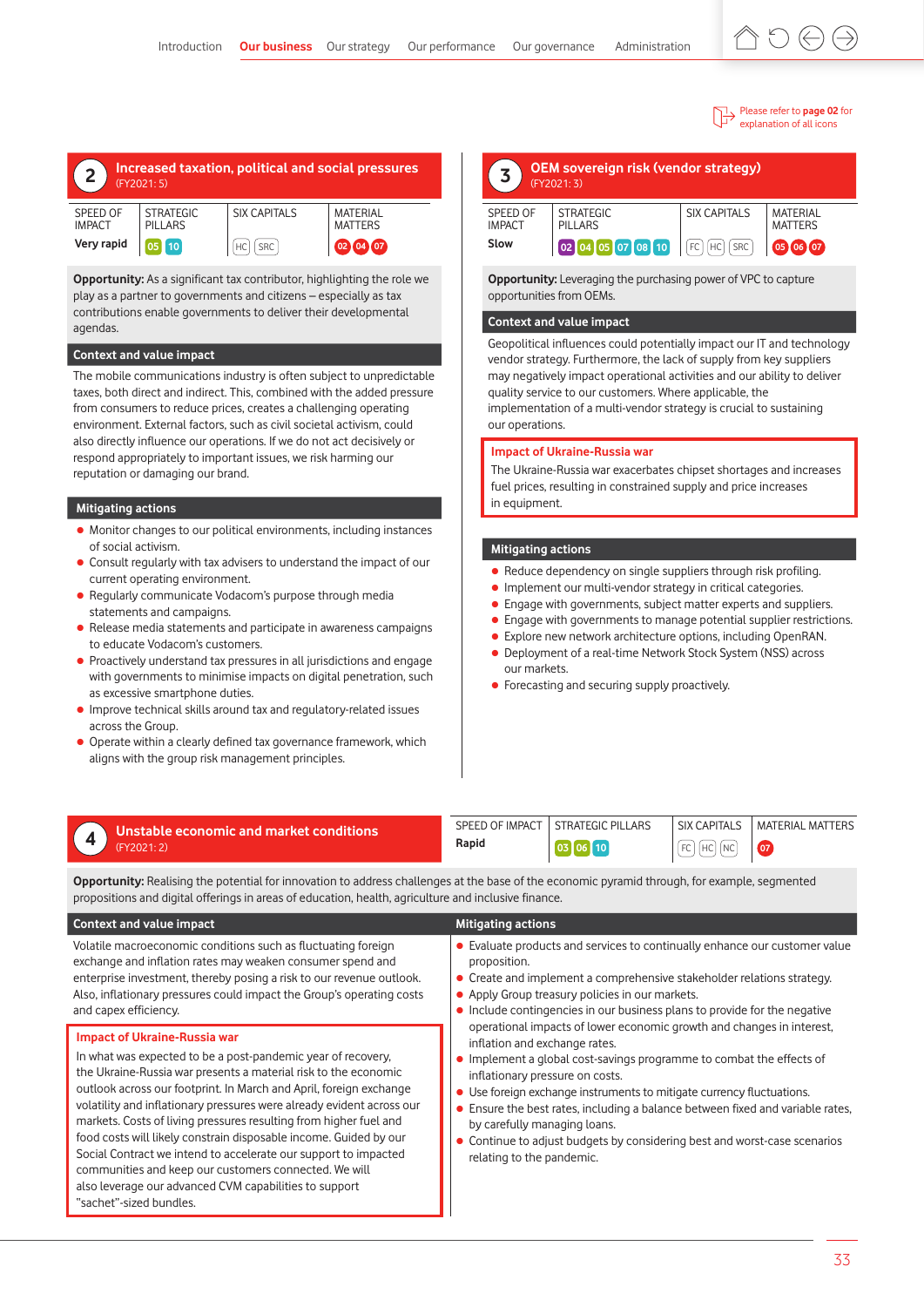Please refer to **page 02** for explanation of all icons

## 2 Increased taxation, political and social pressures

(FY2021: 5)

| SPEED OF IMPACT | STRATEGIC PILLARS | SIX CAPITALS | MATERIAL MATTERS |
|---|---|---|---|
| **Very rapid** | 05 10 | HC SRC | 02 04 07 |

**Opportunity:** As a significant tax contributor, highlighting the role we play as a partner to governments and citizens – especially as tax contributions enable governments to deliver their developmental agendas.

### Context and value impact

The mobile communications industry is often subject to unpredictable taxes, both direct and indirect. This, combined with the added pressure from consumers to reduce prices, creates a challenging operating environment. External factors, such as civil societal activism, could also directly influence our operations. If we do not act decisively or respond appropriately to important issues, we risk harming our reputation or damaging our brand.

### Mitigating actions

- Monitor changes to our political environments, including instances of social activism.
- Consult regularly with tax advisers to understand the impact of our current operating environment.
- Regularly communicate Vodacom's purpose through media statements and campaigns.
- Release media statements and participate in awareness campaigns to educate Vodacom's customers.
- Proactively understand tax pressures in all jurisdictions and engage with governments to minimise impacts on digital penetration, such as excessive smartphone duties.
- Improve technical skills around tax and regulatory-related issues across the Group.
- Operate within a clearly defined tax governance framework, which aligns with the group risk management principles.

## 3 OEM sovereign risk (vendor strategy)

(FY2021: 3)

| SPEED OF IMPACT | STRATEGIC PILLARS | SIX CAPITALS | MATERIAL MATTERS |
|---|---|---|---|
| **Slow** | 02 04 05 07 08 10 | FC HC SRC | 05 06 07 |

**Opportunity:** Leveraging the purchasing power of VPC to capture opportunities from OEMs.

### Context and value impact

Geopolitical influences could potentially impact our IT and technology vendor strategy. Furthermore, the lack of supply from key suppliers may negatively impact operational activities and our ability to deliver quality service to our customers. Where applicable, the implementation of a multi-vendor strategy is crucial to sustaining our operations.

**Impact of Ukraine-Russia war**

The Ukraine-Russia war exacerbates chipset shortages and increases fuel prices, resulting in constrained supply and price increases in equipment.

### Mitigating actions

- Reduce dependency on single suppliers through risk profiling.
- Implement our multi-vendor strategy in critical categories.
- Engage with governments, subject matter experts and suppliers.
- Engage with governments to manage potential supplier restrictions.
- Explore new network architecture options, including OpenRAN.
- Deployment of a real-time Network Stock System (NSS) across our markets.
- Forecasting and securing supply proactively.

## 4 Unstable economic and market conditions

(FY2021: 2)

| SPEED OF IMPACT | STRATEGIC PILLARS | SIX CAPITALS | MATERIAL MATTERS |
|---|---|---|---|
| **Rapid** | 03 06 10 | FC HC NC | 07 |

**Opportunity:** Realising the potential for innovation to address challenges at the base of the economic pyramid through, for example, segmented propositions and digital offerings in areas of education, health, agriculture and inclusive finance.

### Context and value impact

Volatile macroeconomic conditions such as fluctuating foreign exchange and inflation rates may weaken consumer spend and enterprise investment, thereby posing a risk to our revenue outlook. Also, inflationary pressures could impact the Group's operating costs and capex efficiency.

**Impact of Ukraine-Russia war**

In what was expected to be a post-pandemic year of recovery, the Ukraine-Russia war presents a material risk to the economic outlook across our footprint. In March and April, foreign exchange volatility and inflationary pressures were already evident across our markets. Costs of living pressures resulting from higher fuel and food costs will likely constrain disposable income. Guided by our Social Contract we intend to accelerate our support to impacted communities and keep our customers connected. We will also leverage our advanced CVM capabilities to support "sachet"-sized bundles.

### Mitigating actions

- Evaluate products and services to continually enhance our customer value proposition.
- Create and implement a comprehensive stakeholder relations strategy.
- Apply Group treasury policies in our markets.
- Include contingencies in our business plans to provide for the negative operational impacts of lower economic growth and changes in interest, inflation and exchange rates.
- Implement a global cost-savings programme to combat the effects of inflationary pressure on costs.
- Use foreign exchange instruments to mitigate currency fluctuations.
- Ensure the best rates, including a balance between fixed and variable rates, by carefully managing loans.
- Continue to adjust budgets by considering best and worst-case scenarios relating to the pandemic.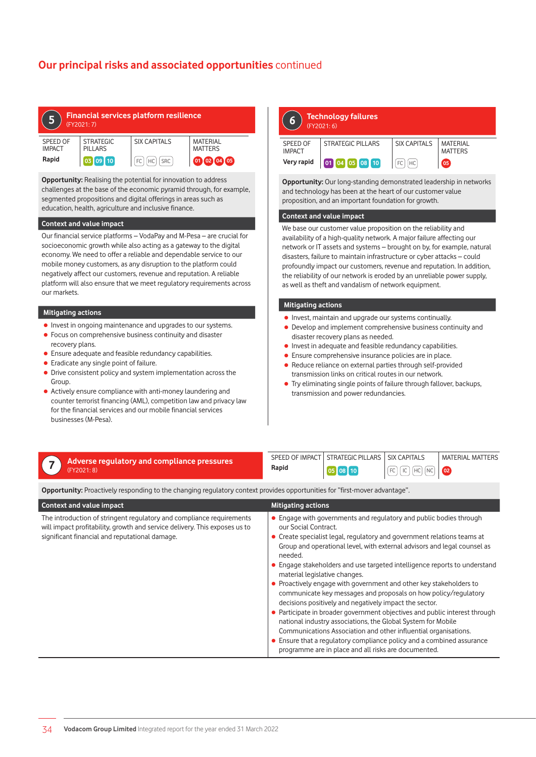# Our principal risks and associated opportunities continued

## 5 Financial services platform resilience

(FY2021: 7)

| SPEED OF IMPACT | STRATEGIC PILLARS | SIX CAPITALS | MATERIAL MATTERS |
|---|---|---|---|
| Rapid | 03 09 10 | FC HC SRC | 01 02 04 05 |

**Opportunity:** Realising the potential for innovation to address challenges at the base of the economic pyramid through, for example, segmented propositions and digital offerings in areas such as education, health, agriculture and inclusive finance.

### Context and value impact

Our financial service platforms – VodaPay and M-Pesa – are crucial for socioeconomic growth while also acting as a gateway to the digital economy. We need to offer a reliable and dependable service to our mobile money customers, as any disruption to the platform could negatively affect our customers, revenue and reputation. A reliable platform will also ensure that we meet regulatory requirements across our markets.

### Mitigating actions

- Invest in ongoing maintenance and upgrades to our systems.
- Focus on comprehensive business continuity and disaster recovery plans.
- Ensure adequate and feasible redundancy capabilities.
- Eradicate any single point of failure.
- Drive consistent policy and system implementation across the Group.
- Actively ensure compliance with anti-money laundering and counter terrorist financing (AML), competition law and privacy law for the financial services and our mobile financial services businesses (M-Pesa).

## 6 Technology failures

(FY2021: 6)

| SPEED OF IMPACT | STRATEGIC PILLARS | SIX CAPITALS | MATERIAL MATTERS |
|---|---|---|---|
| Very rapid | 01 04 05 08 10 | FC HC | 05 |

**Opportunity:** Our long-standing demonstrated leadership in networks and technology has been at the heart of our customer value proposition, and an important foundation for growth.

### Context and value impact

We base our customer value proposition on the reliability and availability of a high-quality network. A major failure affecting our network or IT assets and systems – brought on by, for example, natural disasters, failure to maintain infrastructure or cyber attacks – could profoundly impact our customers, revenue and reputation. In addition, the reliability of our network is eroded by an unreliable power supply, as well as theft and vandalism of network equipment.

### Mitigating actions

- Invest, maintain and upgrade our systems continually.
- Develop and implement comprehensive business continuity and disaster recovery plans as needed.
- Invest in adequate and feasible redundancy capabilities.
- Ensure comprehensive insurance policies are in place.
- Reduce reliance on external parties through self-provided transmission links on critical routes in our network.
- Try eliminating single points of failure through fallover, backups, transmission and power redundancies.

## 7 Adverse regulatory and compliance pressures

(FY2021: 8)

| SPEED OF IMPACT | STRATEGIC PILLARS | SIX CAPITALS | MATERIAL MATTERS |
|---|---|---|---|
| Rapid | 05 08 10 | FC IC HC NC | 02 |

**Opportunity:** Proactively responding to the changing regulatory context provides opportunities for "first-mover advantage".

### Context and value impact

The introduction of stringent regulatory and compliance requirements will impact profitability, growth and service delivery. This exposes us to significant financial and reputational damage.

### Mitigating actions

- Engage with governments and regulatory and public bodies through our Social Contract.
- Create specialist legal, regulatory and government relations teams at Group and operational level, with external advisors and legal counsel as needed.
- Engage stakeholders and use targeted intelligence reports to understand material legislative changes.
- Proactively engage with government and other key stakeholders to communicate key messages and proposals on how policy/regulatory decisions positively and negatively impact the sector.
- Participate in broader government objectives and public interest through national industry associations, the Global System for Mobile Communications Association and other influential organisations.
- Ensure that a regulatory compliance policy and a combined assurance programme are in place and all risks are documented.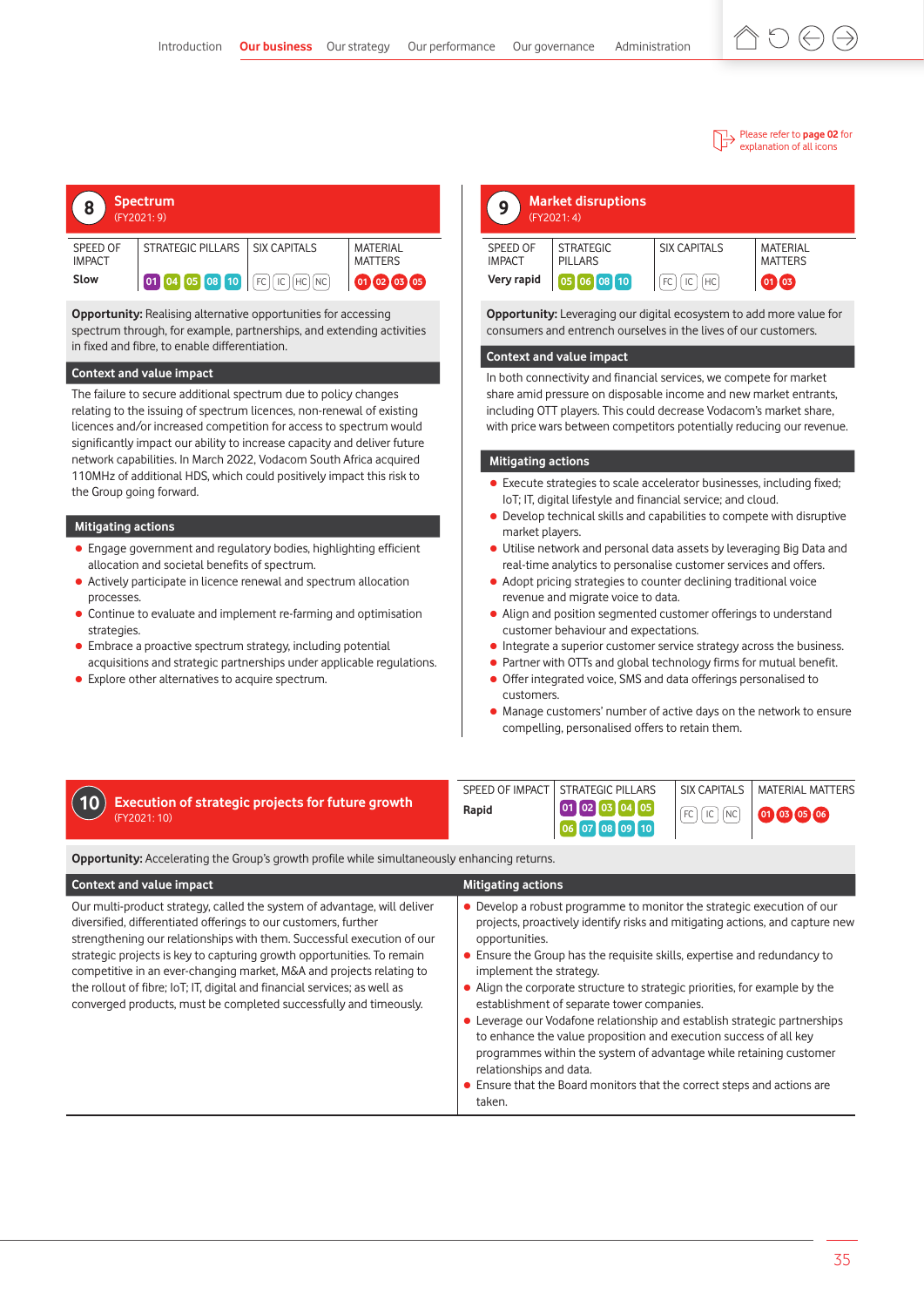Please refer to **page 02** for explanation of all icons

## 8 Spectrum
(FY2021: 9)

| SPEED OF IMPACT | STRATEGIC PILLARS | SIX CAPITALS | MATERIAL MATTERS |
|---|---|---|---|
| **Slow** | 01 04 05 08 10 | FC IC HC NC | 01 02 03 05 |

**Opportunity:** Realising alternative opportunities for accessing spectrum through, for example, partnerships, and extending activities in fixed and fibre, to enable differentiation.

### Context and value impact

The failure to secure additional spectrum due to policy changes relating to the issuing of spectrum licences, non-renewal of existing licences and/or increased competition for access to spectrum would significantly impact our ability to increase capacity and deliver future network capabilities. In March 2022, Vodacom South Africa acquired 110MHz of additional HDS, which could positively impact this risk to the Group going forward.

### Mitigating actions

- Engage government and regulatory bodies, highlighting efficient allocation and societal benefits of spectrum.
- Actively participate in licence renewal and spectrum allocation processes.
- Continue to evaluate and implement re-farming and optimisation strategies.
- Embrace a proactive spectrum strategy, including potential acquisitions and strategic partnerships under applicable regulations.
- Explore other alternatives to acquire spectrum.

## 9 Market disruptions
(FY2021: 4)

| SPEED OF IMPACT | STRATEGIC PILLARS | SIX CAPITALS | MATERIAL MATTERS |
|---|---|---|---|
| **Very rapid** | 05 06 08 10 | FC IC HC | 01 03 |

**Opportunity:** Leveraging our digital ecosystem to add more value for consumers and entrench ourselves in the lives of our customers.

### Context and value impact

In both connectivity and financial services, we compete for market share amid pressure on disposable income and new market entrants, including OTT players. This could decrease Vodacom's market share, with price wars between competitors potentially reducing our revenue.

### Mitigating actions

- Execute strategies to scale accelerator businesses, including fixed; IoT; IT, digital lifestyle and financial service; and cloud.
- Develop technical skills and capabilities to compete with disruptive market players.
- Utilise network and personal data assets by leveraging Big Data and real-time analytics to personalise customer services and offers.
- Adopt pricing strategies to counter declining traditional voice revenue and migrate voice to data.
- Align and position segmented customer offerings to understand customer behaviour and expectations.
- Integrate a superior customer service strategy across the business.
- Partner with OTTs and global technology firms for mutual benefit.
- Offer integrated voice, SMS and data offerings personalised to customers.
- Manage customers' number of active days on the network to ensure compelling, personalised offers to retain them.

## 10 Execution of strategic projects for future growth
(FY2021: 10)

| SPEED OF IMPACT | STRATEGIC PILLARS | SIX CAPITALS | MATERIAL MATTERS |
|---|---|---|---|
| **Rapid** | 01 02 03 04 05 06 07 08 09 10 | FC IC NC | 01 03 05 06 |

**Opportunity:** Accelerating the Group's growth profile while simultaneously enhancing returns.

### Context and value impact

Our multi-product strategy, called the system of advantage, will deliver diversified, differentiated offerings to our customers, further strengthening our relationships with them. Successful execution of our strategic projects is key to capturing growth opportunities. To remain competitive in an ever-changing market, M&A and projects relating to the rollout of fibre; IoT; IT, digital and financial services; as well as converged products, must be completed successfully and timeously.

### Mitigating actions

- Develop a robust programme to monitor the strategic execution of our projects, proactively identify risks and mitigating actions, and capture new opportunities.
- Ensure the Group has the requisite skills, expertise and redundancy to implement the strategy.
- Align the corporate structure to strategic priorities, for example by the establishment of separate tower companies.
- Leverage our Vodafone relationship and establish strategic partnerships to enhance the value proposition and execution success of all key programmes within the system of advantage while retaining customer relationships and data.
- Ensure that the Board monitors that the correct steps and actions are taken.